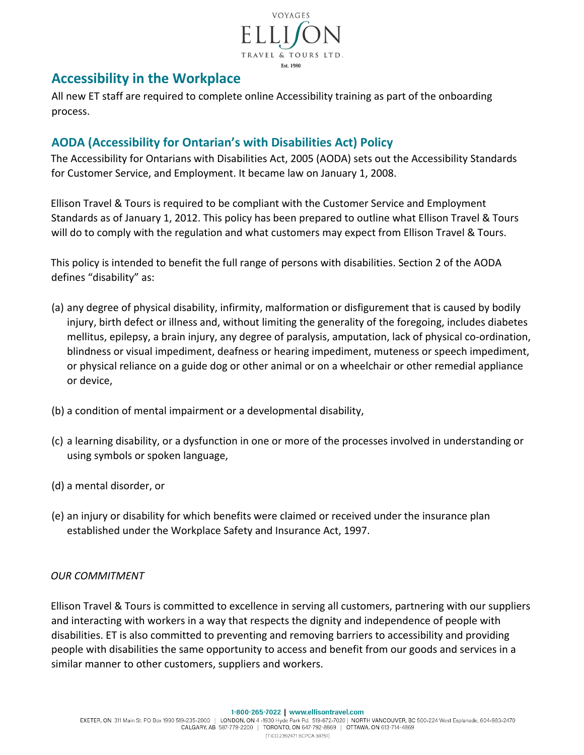## Accessibility in the Workplace

All new ET staff are required to complete online Accessibility training as part of the onboarding process.

### AODA (Accessibility for Ontarian's with Disabilities Act) Policy

The Accessibility for Ontarians with Disabilities Act, 2005 (AODA) sets out the Accessibility Standards for Customer Service, and Employment. It became law on January 1, 2008.

Ellison Travel & Tours is required to be compliant with the Customer Service and Employment Standards as of January 1, 2012. This policy has been prepared to outline what Ellison Travel & Tours will do to comply with the regulation and what customers may expect from Ellison Travel & Tours.

This policy is intended to benefit the full range of persons with disabilities. Section 2 of the AODA defines "disability" as:

(a) any degree of physical disability, infirmity, malformation or disfigurement that is caused by bodily injury, birth defect or illness and, without limiting the generality of the foregoing, includes diabetes mellitus, epilepsy, a brain injury, any degree of paralysis, amputation, lack of physical co-ordination, blindness or visual impediment, deafness or hearing impediment, muteness or speech impediment, or physical reliance on a guide dog or other animal or on a wheelchair or other remedial appliance or device,

(b) a condition of mental impairment or a developmental disability,

(c) a learning disability, or a dysfunction in one or more of the processes involved in understanding or using symbols or spoken language,

(d) a mental disorder, or

(e) an injury or disability for which benefits were claimed or received under the insurance plan established under the Workplace Safety and Insurance Act, 1997.

*OUR COMMITMENT*

Ellison Travel & Tours is committed to excellence in serving all customers, partnering with our suppliers and interacting with workers in a way that respects the dignity and independence of people with disabilities. ET is also committed to preventing and removing barriers to accessibility and providing people with disabilities the same opportunity to access and benefit from our goods and services in a similar manner to other customers, suppliers and workers.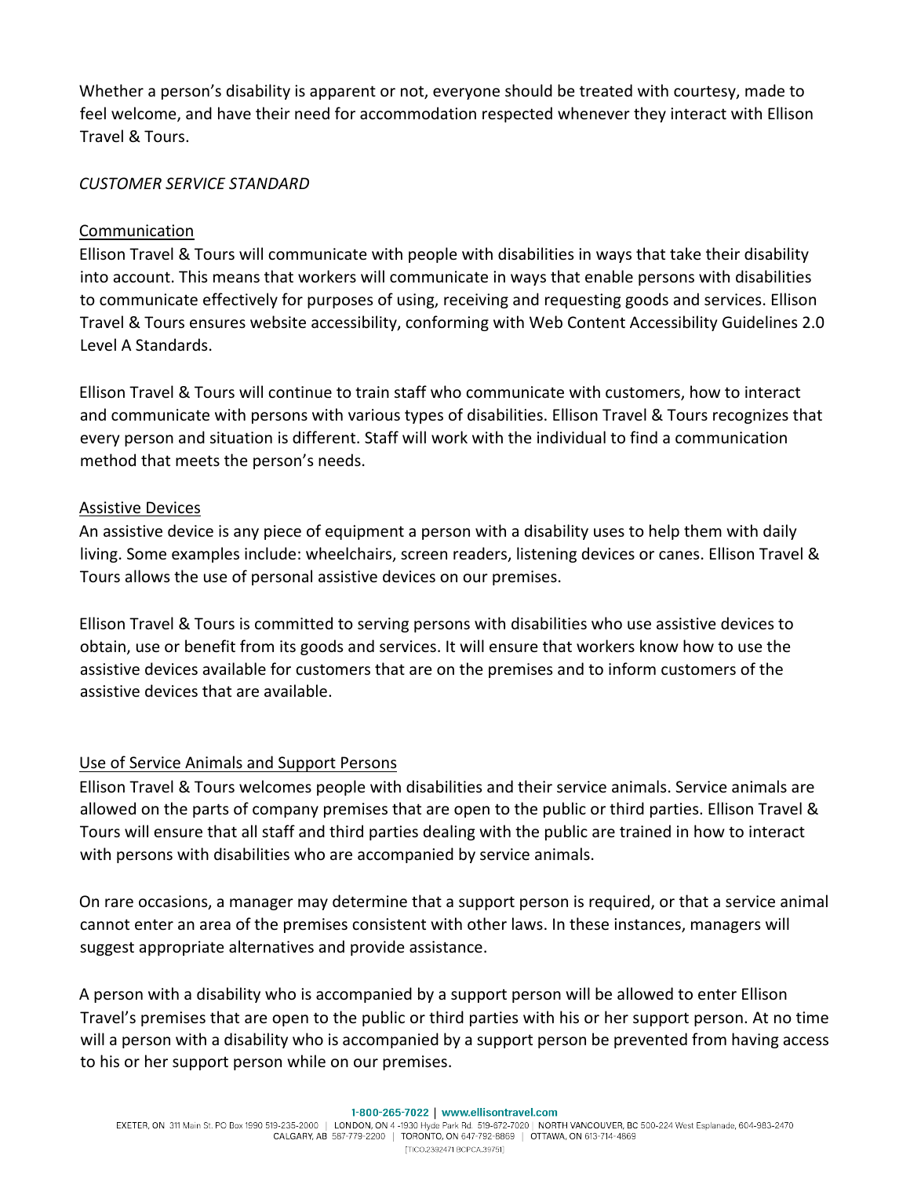Whether a person's disability is apparent or not, everyone should be treated with courtesy, made to feel welcome, and have their need for accommodation respected whenever they interact with Ellison Travel & Tours.

*CUSTOMER SERVICE STANDARD*

<u>Communication</u>

Ellison Travel & Tours will communicate with people with disabilities in ways that take their disability into account. This means that workers will communicate in ways that enable persons with disabilities to communicate effectively for purposes of using, receiving and requesting goods and services. Ellison Travel & Tours ensures website accessibility, conforming with Web Content Accessibility Guidelines 2.0 Level A Standards.

Ellison Travel & Tours will continue to train staff who communicate with customers, how to interact and communicate with persons with various types of disabilities. Ellison Travel & Tours recognizes that every person and situation is different. Staff will work with the individual to find a communication method that meets the person's needs.

<u>Assistive Devices</u>

An assistive device is any piece of equipment a person with a disability uses to help them with daily living. Some examples include: wheelchairs, screen readers, listening devices or canes. Ellison Travel & Tours allows the use of personal assistive devices on our premises.

Ellison Travel & Tours is committed to serving persons with disabilities who use assistive devices to obtain, use or benefit from its goods and services. It will ensure that workers know how to use the assistive devices available for customers that are on the premises and to inform customers of the assistive devices that are available.

<u>Use of Service Animals and Support Persons</u>

Ellison Travel & Tours welcomes people with disabilities and their service animals. Service animals are allowed on the parts of company premises that are open to the public or third parties. Ellison Travel & Tours will ensure that all staff and third parties dealing with the public are trained in how to interact with persons with disabilities who are accompanied by service animals.

On rare occasions, a manager may determine that a support person is required, or that a service animal cannot enter an area of the premises consistent with other laws. In these instances, managers will suggest appropriate alternatives and provide assistance.

A person with a disability who is accompanied by a support person will be allowed to enter Ellison Travel's premises that are open to the public or third parties with his or her support person. At no time will a person with a disability who is accompanied by a support person be prevented from having access to his or her support person while on our premises.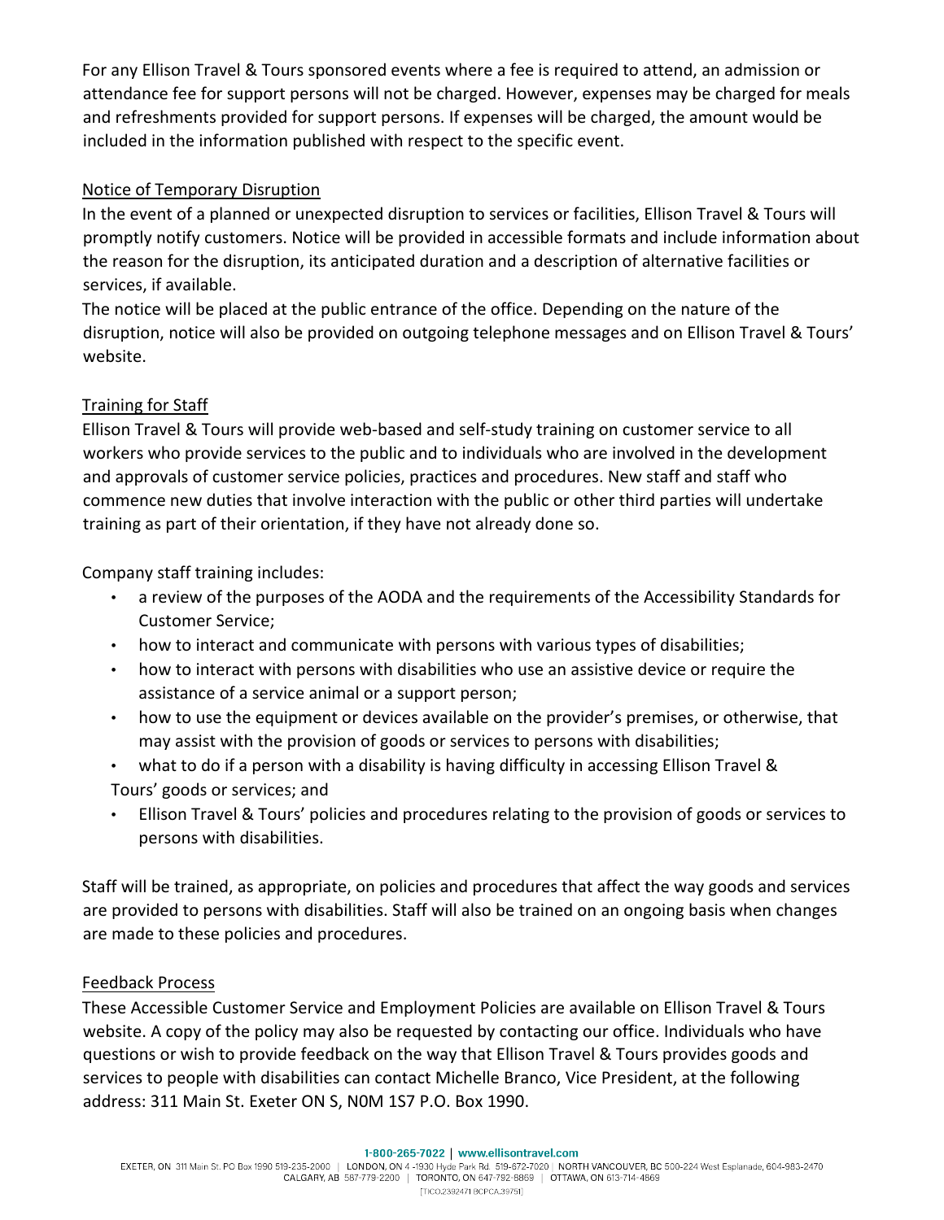For any Ellison Travel & Tours sponsored events where a fee is required to attend, an admission or attendance fee for support persons will not be charged. However, expenses may be charged for meals and refreshments provided for support persons. If expenses will be charged, the amount would be included in the information published with respect to the specific event.

## Notice of Temporary Disruption

In the event of a planned or unexpected disruption to services or facilities, Ellison Travel & Tours will promptly notify customers. Notice will be provided in accessible formats and include information about the reason for the disruption, its anticipated duration and a description of alternative facilities or services, if available.

The notice will be placed at the public entrance of the office. Depending on the nature of the disruption, notice will also be provided on outgoing telephone messages and on Ellison Travel & Tours' website.

## Training for Staff

Ellison Travel & Tours will provide web-based and self-study training on customer service to all workers who provide services to the public and to individuals who are involved in the development and approvals of customer service policies, practices and procedures. New staff and staff who commence new duties that involve interaction with the public or other third parties will undertake training as part of their orientation, if they have not already done so.

Company staff training includes:

- a review of the purposes of the AODA and the requirements of the Accessibility Standards for Customer Service;
- how to interact and communicate with persons with various types of disabilities;
- how to interact with persons with disabilities who use an assistive device or require the assistance of a service animal or a support person;
- how to use the equipment or devices available on the provider's premises, or otherwise, that may assist with the provision of goods or services to persons with disabilities;
- what to do if a person with a disability is having difficulty in accessing Ellison Travel & Tours' goods or services; and
- Ellison Travel & Tours' policies and procedures relating to the provision of goods or services to persons with disabilities.

Staff will be trained, as appropriate, on policies and procedures that affect the way goods and services are provided to persons with disabilities. Staff will also be trained on an ongoing basis when changes are made to these policies and procedures.

## Feedback Process

These Accessible Customer Service and Employment Policies are available on Ellison Travel & Tours website. A copy of the policy may also be requested by contacting our office. Individuals who have questions or wish to provide feedback on the way that Ellison Travel & Tours provides goods and services to people with disabilities can contact Michelle Branco, Vice President, at the following address: 311 Main St. Exeter ON S, N0M 1S7 P.O. Box 1990.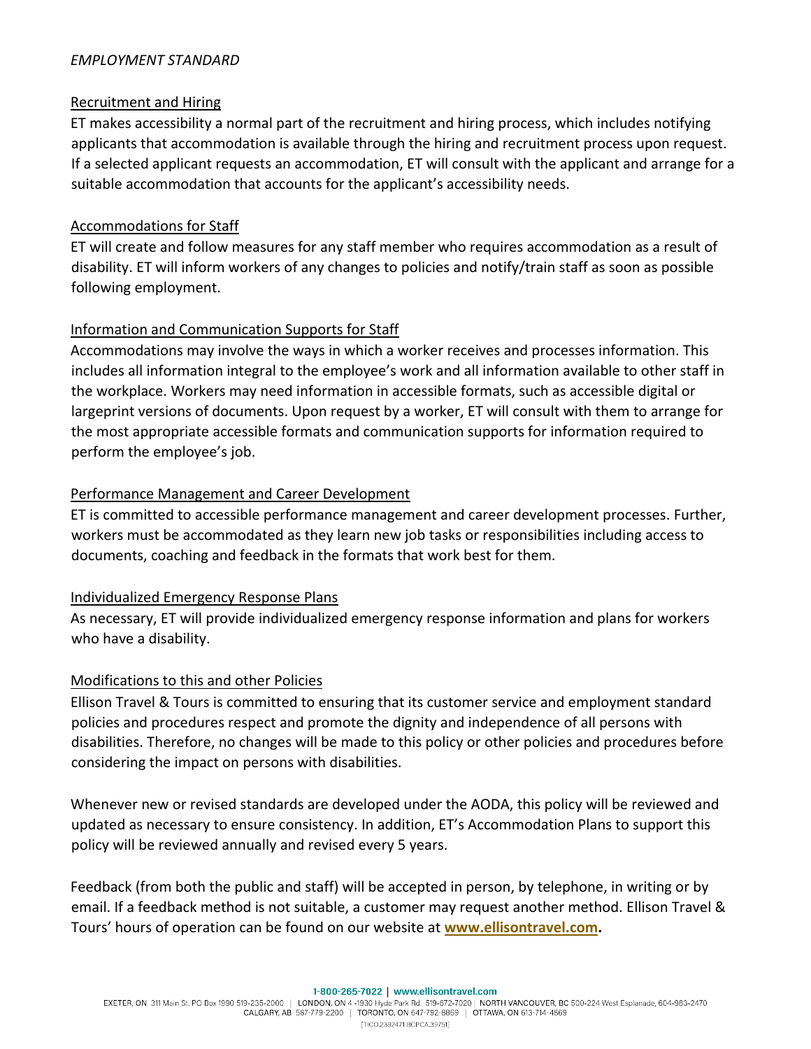*EMPLOYMENT STANDARD*

Recruitment and Hiring

ET makes accessibility a normal part of the recruitment and hiring process, which includes notifying applicants that accommodation is available through the hiring and recruitment process upon request. If a selected applicant requests an accommodation, ET will consult with the applicant and arrange for a suitable accommodation that accounts for the applicant's accessibility needs.

Accommodations for Staff

ET will create and follow measures for any staff member who requires accommodation as a result of disability. ET will inform workers of any changes to policies and notify/train staff as soon as possible following employment.

Information and Communication Supports for Staff

Accommodations may involve the ways in which a worker receives and processes information. This includes all information integral to the employee's work and all information available to other staff in the workplace. Workers may need information in accessible formats, such as accessible digital or largeprint versions of documents. Upon request by a worker, ET will consult with them to arrange for the most appropriate accessible formats and communication supports for information required to perform the employee's job.

Performance Management and Career Development

ET is committed to accessible performance management and career development processes. Further, workers must be accommodated as they learn new job tasks or responsibilities including access to documents, coaching and feedback in the formats that work best for them.

Individualized Emergency Response Plans

As necessary, ET will provide individualized emergency response information and plans for workers who have a disability.

Modifications to this and other Policies

Ellison Travel & Tours is committed to ensuring that its customer service and employment standard policies and procedures respect and promote the dignity and independence of all persons with disabilities. Therefore, no changes will be made to this policy or other policies and procedures before considering the impact on persons with disabilities.

Whenever new or revised standards are developed under the AODA, this policy will be reviewed and updated as necessary to ensure consistency. In addition, ET's Accommodation Plans to support this policy will be reviewed annually and revised every 5 years.

Feedback (from both the public and staff) will be accepted in person, by telephone, in writing or by email. If a feedback method is not suitable, a customer may request another method. Ellison Travel & Tours' hours of operation can be found on our website at **www.ellisontravel.com.**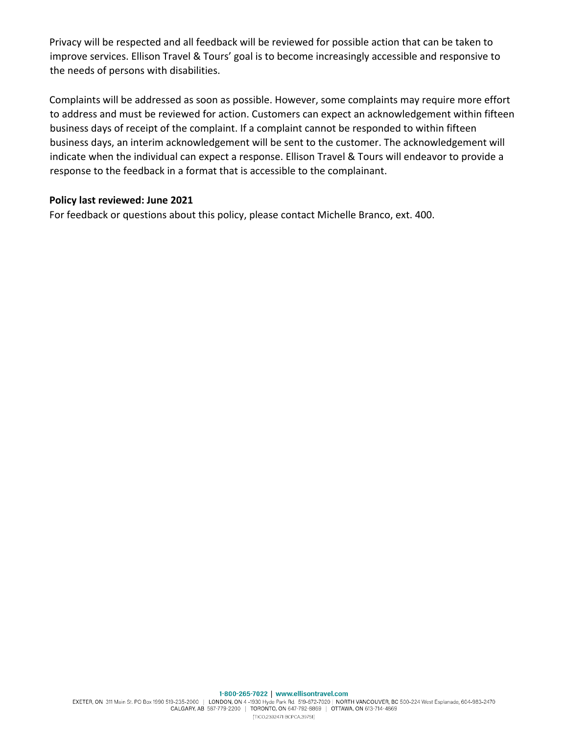Privacy will be respected and all feedback will be reviewed for possible action that can be taken to improve services. Ellison Travel & Tours' goal is to become increasingly accessible and responsive to the needs of persons with disabilities.

Complaints will be addressed as soon as possible. However, some complaints may require more effort to address and must be reviewed for action. Customers can expect an acknowledgement within fifteen business days of receipt of the complaint. If a complaint cannot be responded to within fifteen business days, an interim acknowledgement will be sent to the customer. The acknowledgement will indicate when the individual can expect a response. Ellison Travel & Tours will endeavor to provide a response to the feedback in a format that is accessible to the complainant.

**Policy last reviewed: June 2021**

For feedback or questions about this policy, please contact Michelle Branco, ext. 400.